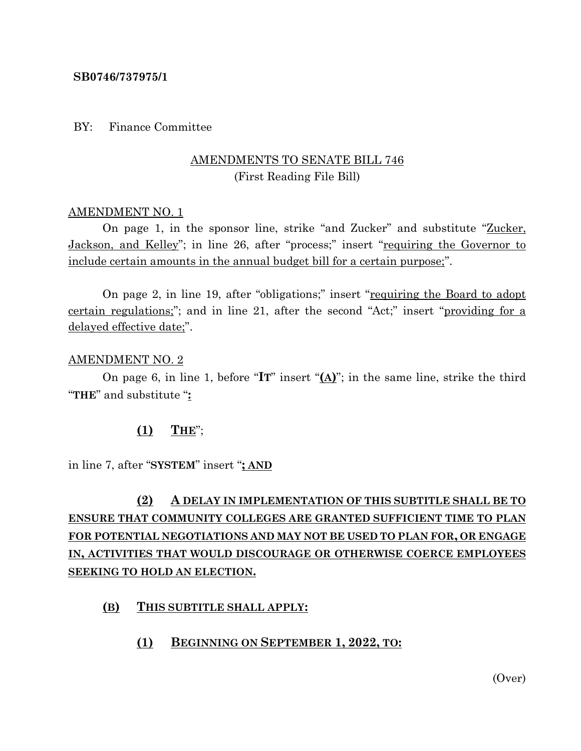**SB0746/737975/1**

BY: Finance Committee

AMENDMENTS TO SENATE BILL 746
(First Reading File Bill)

AMENDMENT NO. 1

On page 1, in the sponsor line, strike "and Zucker" and substitute "Zucker, Jackson, and Kelley"; in line 26, after "process;" insert "requiring the Governor to include certain amounts in the annual budget bill for a certain purpose;".

On page 2, in line 19, after "obligations;" insert "requiring the Board to adopt certain regulations;"; and in line 21, after the second "Act;" insert "providing for a delayed effective date;".

AMENDMENT NO. 2

On page 6, in line 1, before "**IT**" insert "**(A)**"; in the same line, strike the third "**THE**" and substitute "**:**

**(1) THE**";

in line 7, after "**SYSTEM**" insert "**; AND**

**(2) A DELAY IN IMPLEMENTATION OF THIS SUBTITLE SHALL BE TO ENSURE THAT COMMUNITY COLLEGES ARE GRANTED SUFFICIENT TIME TO PLAN FOR POTENTIAL NEGOTIATIONS AND MAY NOT BE USED TO PLAN FOR, OR ENGAGE IN, ACTIVITIES THAT WOULD DISCOURAGE OR OTHERWISE COERCE EMPLOYEES SEEKING TO HOLD AN ELECTION.**

**(B) THIS SUBTITLE SHALL APPLY:**

**(1) BEGINNING ON SEPTEMBER 1, 2022, TO:**

(Over)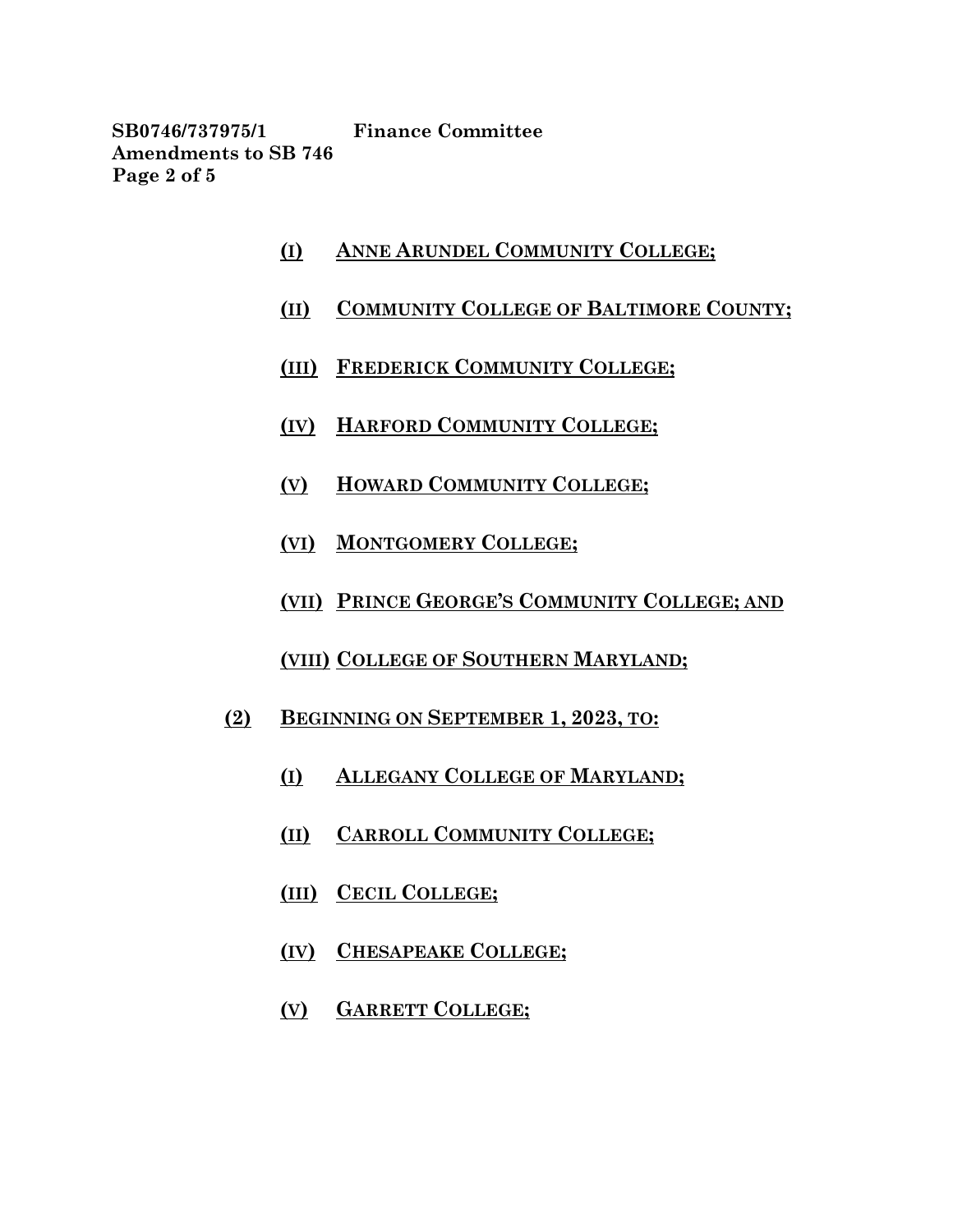(I) ANNE ARUNDEL COMMUNITY COLLEGE;

(II) COMMUNITY COLLEGE OF BALTIMORE COUNTY;

(III) FREDERICK COMMUNITY COLLEGE;

(IV) HARFORD COMMUNITY COLLEGE;

(V) HOWARD COMMUNITY COLLEGE;

(VI) MONTGOMERY COLLEGE;

(VII) PRINCE GEORGE'S COMMUNITY COLLEGE; AND

(VIII) COLLEGE OF SOUTHERN MARYLAND;

(2) BEGINNING ON SEPTEMBER 1, 2023, TO:

(I) ALLEGANY COLLEGE OF MARYLAND;

(II) CARROLL COMMUNITY COLLEGE;

(III) CECIL COLLEGE;

(IV) CHESAPEAKE COLLEGE;

(V) GARRETT COLLEGE;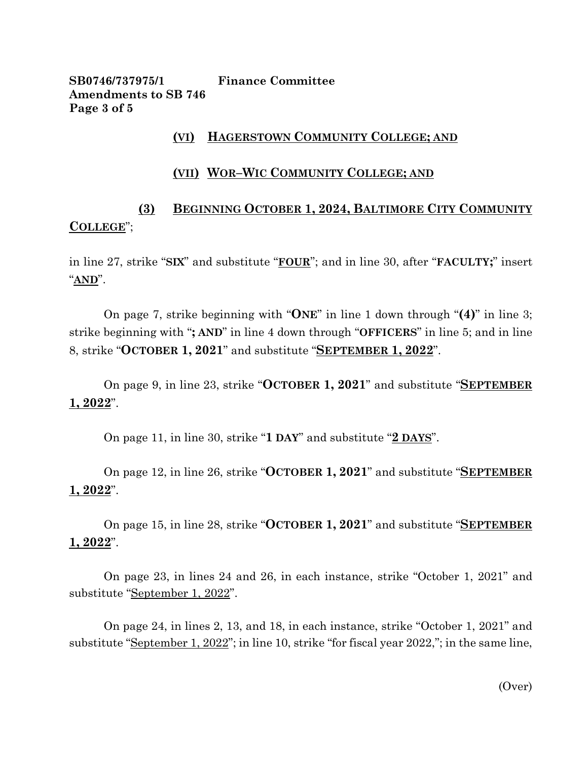**(VI) HAGERSTOWN COMMUNITY COLLEGE; AND**

**(VII) WOR–WIC COMMUNITY COLLEGE; AND**

**(3) BEGINNING OCTOBER 1, 2024, BALTIMORE CITY COMMUNITY COLLEGE**";

in line 27, strike "**SIX**" and substitute "**FOUR**"; and in line 30, after "**FACULTY;**" insert "**AND**".

On page 7, strike beginning with "**ONE**" in line 1 down through "**(4)**" in line 3; strike beginning with "**; AND**" in line 4 down through "**OFFICERS**" in line 5; and in line 8, strike "**OCTOBER 1, 2021**" and substitute "**SEPTEMBER 1, 2022**".

On page 9, in line 23, strike "**OCTOBER 1, 2021**" and substitute "**SEPTEMBER 1, 2022**".

On page 11, in line 30, strike "**1 DAY**" and substitute "**2 DAYS**".

On page 12, in line 26, strike "**OCTOBER 1, 2021**" and substitute "**SEPTEMBER 1, 2022**".

On page 15, in line 28, strike "**OCTOBER 1, 2021**" and substitute "**SEPTEMBER 1, 2022**".

On page 23, in lines 24 and 26, in each instance, strike "October 1, 2021" and substitute "September 1, 2022".

On page 24, in lines 2, 13, and 18, in each instance, strike "October 1, 2021" and substitute "September 1, 2022"; in line 10, strike "for fiscal year 2022,"; in the same line,

(Over)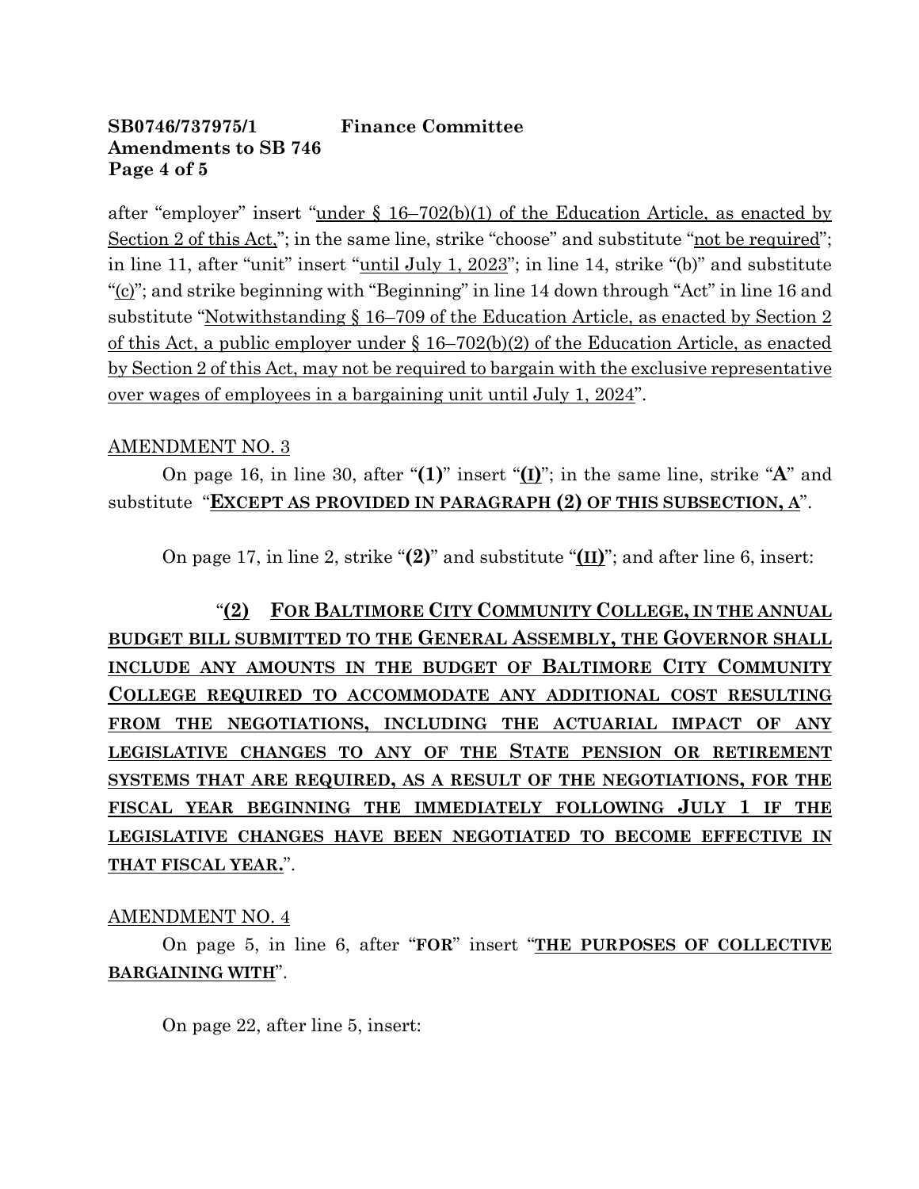after "employer" insert "under § 16–702(b)(1) of the Education Article, as enacted by Section 2 of this Act,"; in the same line, strike "choose" and substitute "not be required"; in line 11, after "unit" insert "until July 1, 2023"; in line 14, strike "(b)" and substitute "(c)"; and strike beginning with "Beginning" in line 14 down through "Act" in line 16 and substitute "Notwithstanding § 16–709 of the Education Article, as enacted by Section 2 of this Act, a public employer under § 16–702(b)(2) of the Education Article, as enacted by Section 2 of this Act, may not be required to bargain with the exclusive representative over wages of employees in a bargaining unit until July 1, 2024".

AMENDMENT NO. 3

On page 16, in line 30, after "**(1)**" insert "**(I)**"; in the same line, strike "**A**" and substitute "**EXCEPT AS PROVIDED IN PARAGRAPH (2) OF THIS SUBSECTION, A**".

On page 17, in line 2, strike "**(2)**" and substitute "**(II)**"; and after line 6, insert:

"**(2) FOR BALTIMORE CITY COMMUNITY COLLEGE, IN THE ANNUAL BUDGET BILL SUBMITTED TO THE GENERAL ASSEMBLY, THE GOVERNOR SHALL INCLUDE ANY AMOUNTS IN THE BUDGET OF BALTIMORE CITY COMMUNITY COLLEGE REQUIRED TO ACCOMMODATE ANY ADDITIONAL COST RESULTING FROM THE NEGOTIATIONS, INCLUDING THE ACTUARIAL IMPACT OF ANY LEGISLATIVE CHANGES TO ANY OF THE STATE PENSION OR RETIREMENT SYSTEMS THAT ARE REQUIRED, AS A RESULT OF THE NEGOTIATIONS, FOR THE FISCAL YEAR BEGINNING THE IMMEDIATELY FOLLOWING JULY 1 IF THE LEGISLATIVE CHANGES HAVE BEEN NEGOTIATED TO BECOME EFFECTIVE IN THAT FISCAL YEAR.**".

AMENDMENT NO. 4

On page 5, in line 6, after "**FOR**" insert "**THE PURPOSES OF COLLECTIVE BARGAINING WITH**".

On page 22, after line 5, insert: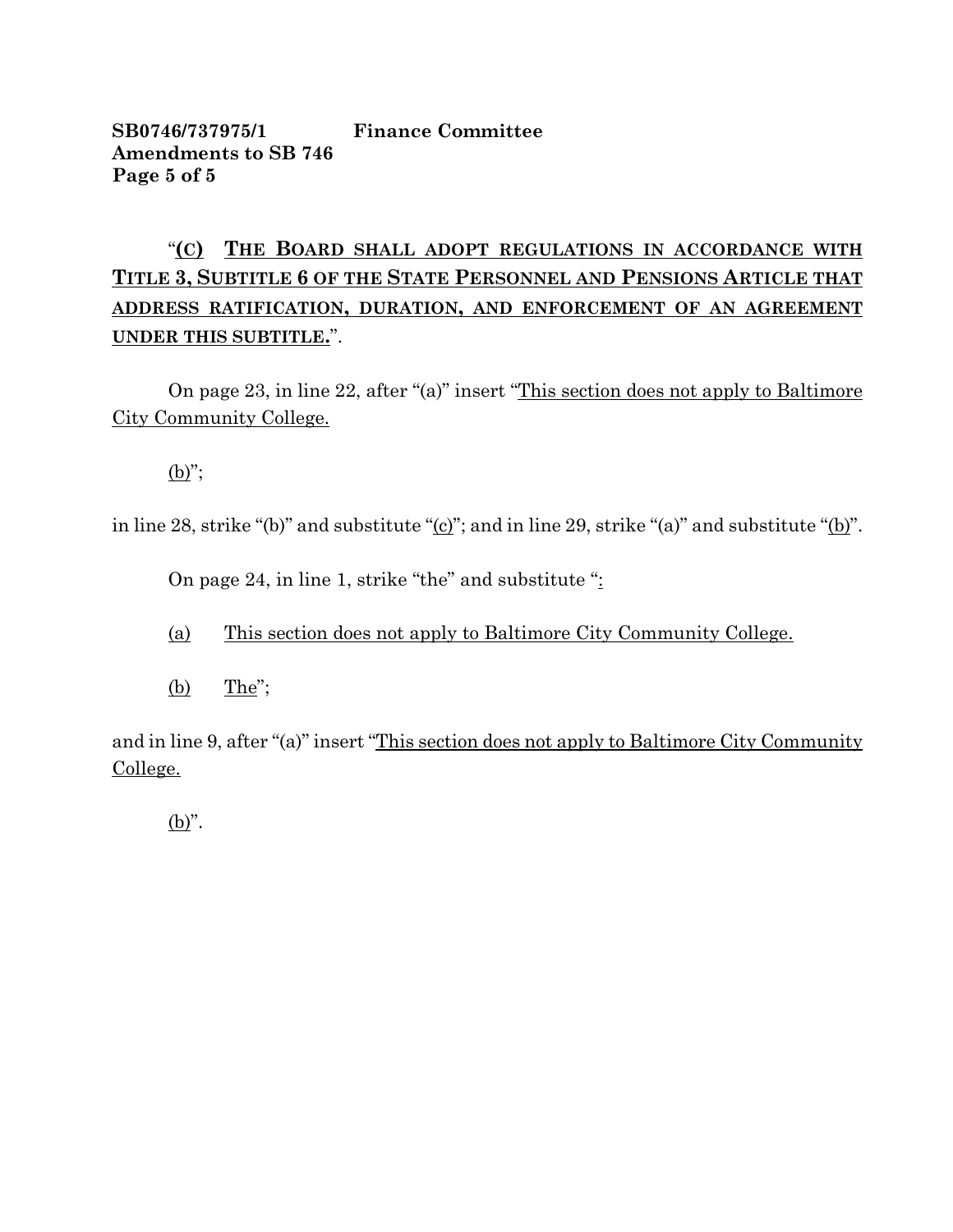"**(C) THE BOARD SHALL ADOPT REGULATIONS IN ACCORDANCE WITH TITLE 3, SUBTITLE 6 OF THE STATE PERSONNEL AND PENSIONS ARTICLE THAT ADDRESS RATIFICATION, DURATION, AND ENFORCEMENT OF AN AGREEMENT UNDER THIS SUBTITLE.**".

On page 23, in line 22, after "(a)" insert "This section does not apply to Baltimore City Community College.

(b)";

in line 28, strike "(b)" and substitute "(c)"; and in line 29, strike "(a)" and substitute "(b)".

On page 24, in line 1, strike "the" and substitute ":

(a) This section does not apply to Baltimore City Community College.

(b) The";

and in line 9, after "(a)" insert "This section does not apply to Baltimore City Community College.

(b)".